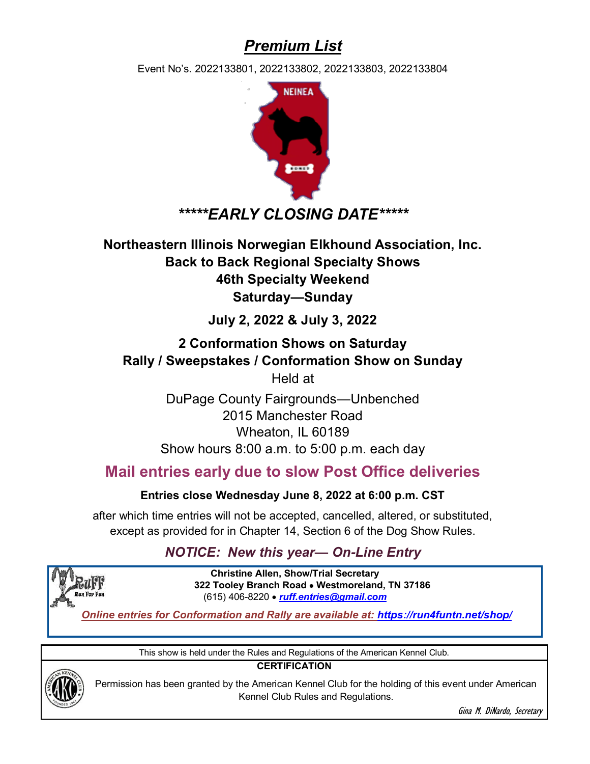# *Premium List*

Event No's. 2022133801, 2022133802, 2022133803, 2022133804

## *****EARLY CLOSING DATE*****

**Northeastern Illinois Norwegian Elkhound Association, Inc.**
**Back to Back Regional Specialty Shows**
**46th Specialty Weekend**
**Saturday—Sunday**

**July 2, 2022 & July 3, 2022**

**2 Conformation Shows on Saturday**
**Rally / Sweepstakes / Conformation Show on Sunday**

Held at

DuPage County Fairgrounds—Unbenched
2015 Manchester Road
Wheaton, IL 60189
Show hours 8:00 a.m. to 5:00 p.m. each day

## Mail entries early due to slow Post Office deliveries

**Entries close Wednesday June 8, 2022 at 6:00 p.m. CST**

after which time entries will not be accepted, cancelled, altered, or substituted, except as provided for in Chapter 14, Section 6 of the Dog Show Rules.

### *NOTICE: New this year— On-Line Entry*

**Christine Allen, Show/Trial Secretary**
**322 Tooley Branch Road • Westmoreland, TN 37186**
(615) 406-8220 • ***ruff.entries@gmail.com***

*Online entries for Conformation and Rally are available at: **https://run4funtn.net/shop/***

This show is held under the Rules and Regulations of the American Kennel Club.

**CERTIFICATION**

Permission has been granted by the American Kennel Club for the holding of this event under American Kennel Club Rules and Regulations.

*Gina M. DiNardo, Secretary*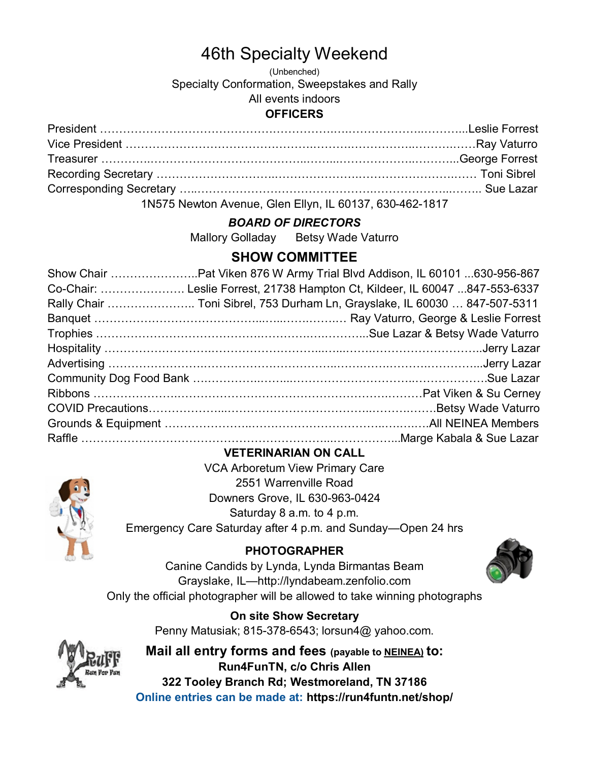# 46th Specialty Weekend

(Unbenched)

Specialty Conformation, Sweepstakes and Rally

All events indoors

**OFFICERS**

President ……………………………………………………………………………..………..Leslie Forrest
Vice President ……………………………………………………………………………………..……Ray Vaturro
Treasurer ……………………………………………………………………………………………...George Forrest
Recording Secretary ……………………………………………………………………………………… Toni Sibrel
Corresponding Secretary …..………………………………………………………………………..…….. Sue Lazar

1N575 Newton Avenue, Glen Ellyn, IL 60137, 630-462-1817

***BOARD OF DIRECTORS***

Mallory Golladay Betsy Wade Vaturro

## SHOW COMMITTEE

Show Chair …………………..Pat Viken 876 W Army Trial Blvd Addison, IL 60101 ...630-956-867
Co-Chair: …………………. Leslie Forrest, 21738 Hampton Ct, Kildeer, IL 60047 ...847-553-6337
Rally Chair ………………….. Toni Sibrel, 753 Durham Ln, Grayslake, IL 60030 … 847-507-5311
Banquet ………………………………………………………………….… Ray Vaturro, George & Leslie Forrest
Trophies …………………………………………………………………...Sue Lazar & Betsy Wade Vaturro
Hospitality ……………………………………………………………………………………………...Jerry Lazar
Advertising ……………………………………………………………………………………………...Jerry Lazar
Community Dog Food Bank ….……………………………………………………………………….Sue Lazar
Ribbons ………………………………………………………………………………….Pat Viken & Su Cerney
COVID Precautions…………………………………………………………………………….Betsy Wade Vaturro
Grounds & Equipment …………………………………………………………………….All NEINEA Members
Raffle ……………………………………………………………………...……………...Marge Kabala & Sue Lazar

**VETERINARIAN ON CALL**

VCA Arboretum View Primary Care
2551 Warrenville Road
Downers Grove, IL 630-963-0424
Saturday 8 a.m. to 4 p.m.
Emergency Care Saturday after 4 p.m. and Sunday—Open 24 hrs

**PHOTOGRAPHER**

Canine Candids by Lynda, Lynda Birmantas Beam
Grayslake, IL—http://lyndabeam.zenfolio.com
Only the official photographer will be allowed to take winning photographs

**On site Show Secretary**

Penny Matusiak; 815-378-6543; lorsun4@ yahoo.com.

**Mail all entry forms and fees (payable to NEINEA) to:**
**Run4FunTN, c/o Chris Allen**
**322 Tooley Branch Rd; Westmoreland, TN 37186**

Online entries can be made at: **https://run4funtn.net/shop/**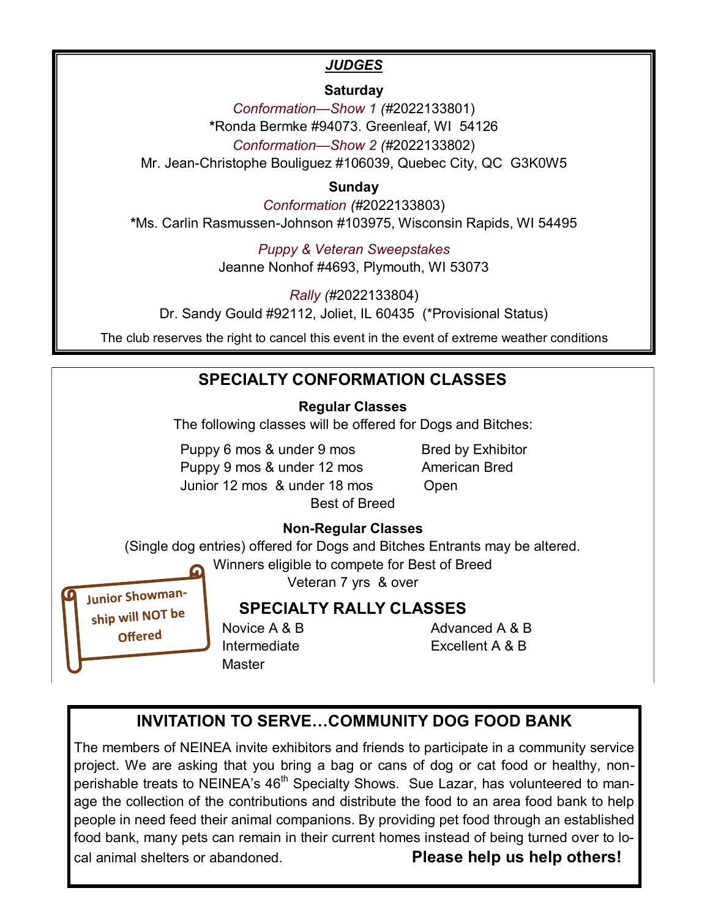## *JUDGES*

**Saturday**

*Conformation—Show 1 (*#2022133801)

***Ronda Bermke #94073. Greenleaf, WI 54126**

*Conformation—Show 2 (*#2022133802)

Mr. Jean-Christophe Bouliguez #106039, Quebec City, QC G3K0W5

**Sunday**

*Conformation (*#2022133803)

***Ms. Carlin Rasmussen-Johnson #103975, Wisconsin Rapids, WI 54495**

*Puppy & Veteran Sweepstakes*

Jeanne Nonhof #4693, Plymouth, WI 53073

*Rally (*#2022133804)

Dr. Sandy Gould #92112, Joliet, IL 60435 (*Provisional Status)

The club reserves the right to cancel this event in the event of extreme weather conditions

## SPECIALTY CONFORMATION CLASSES

**Regular Classes**

The following classes will be offered for Dogs and Bitches:

- Puppy 6 mos & under 9 mos
- Puppy 9 mos & under 12 mos
- Junior 12 mos & under 18 mos
- Bred by Exhibitor
- American Bred
- Open
- Best of Breed

**Non-Regular Classes**

(Single dog entries) offered for Dogs and Bitches Entrants may be altered.
Winners eligible to compete for Best of Breed

Veteran 7 yrs & over

Junior Showmanship will NOT be Offered

## SPECIALTY RALLY CLASSES

- Novice A & B
- Intermediate
- Master
- Advanced A & B
- Excellent A & B

## INVITATION TO SERVE…COMMUNITY DOG FOOD BANK

The members of NEINEA invite exhibitors and friends to participate in a community service project. We are asking that you bring a bag or cans of dog or cat food or healthy, non-perishable treats to NEINEA's 46th Specialty Shows. Sue Lazar, has volunteered to manage the collection of the contributions and distribute the food to an area food bank to help people in need feed their animal companions. By providing pet food through an established food bank, many pets can remain in their current homes instead of being turned over to local animal shelters or abandoned.

**Please help us help others!**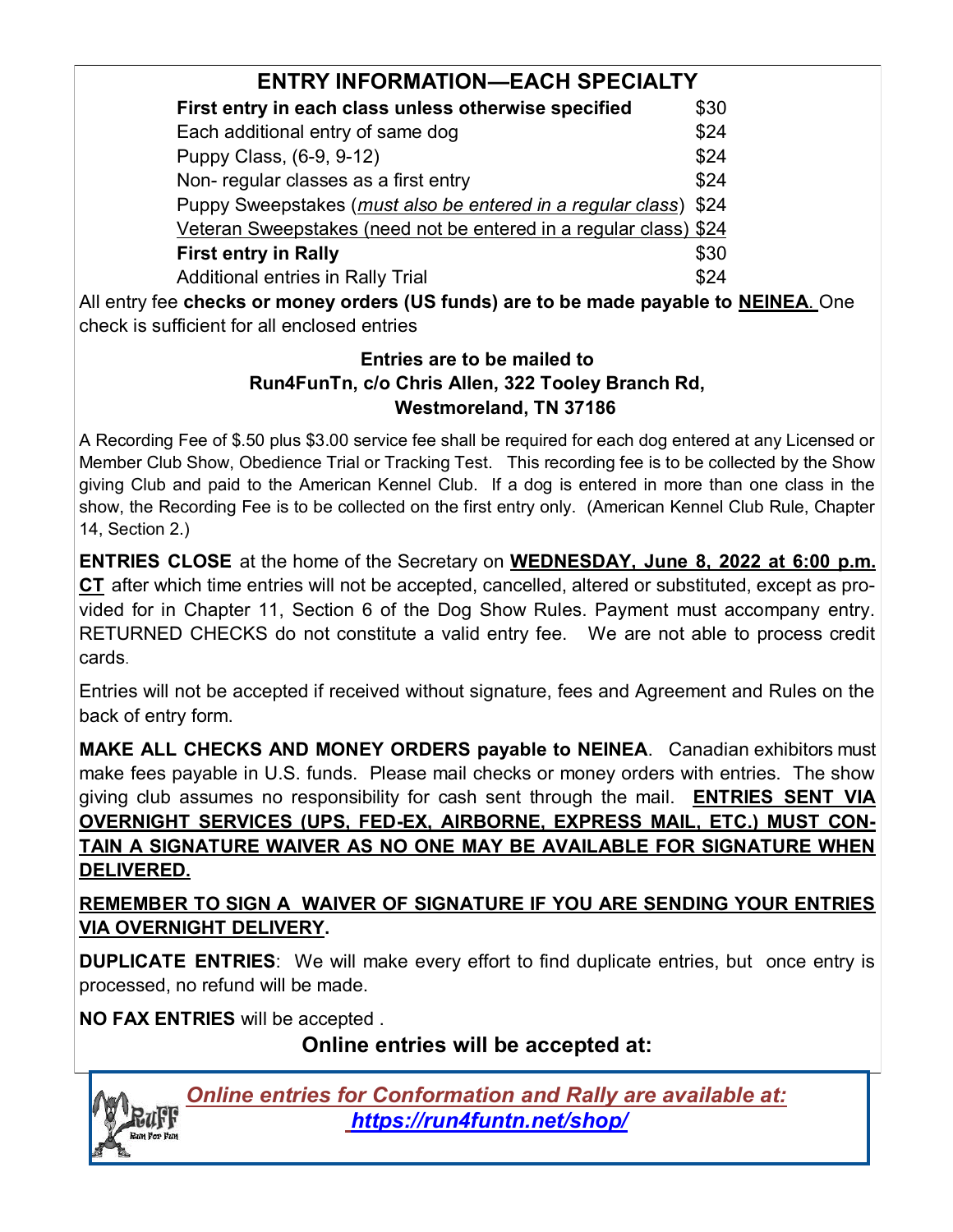## ENTRY INFORMATION—EACH SPECIALTY

| | |
|---|---|
| **First entry in each class unless otherwise specified** | $30 |
| Each additional entry of same dog | $24 |
| Puppy Class, (6-9, 9-12) | $24 |
| Non- regular classes as a first entry | $24 |
| Puppy Sweepstakes (*must also be entered in a regular class*) | $24 |
| Veteran Sweepstakes (need not be entered in a regular class) | $24 |
| **First entry in Rally** | $30 |
| Additional entries in Rally Trial | $24 |

All entry fee **checks or money orders (US funds) are to be made payable to NEINEA**. One check is sufficient for all enclosed entries

**Entries are to be mailed to**
**Run4FunTn, c/o Chris Allen, 322 Tooley Branch Rd,**
**Westmoreland, TN 37186**

A Recording Fee of $.50 plus $3.00 service fee shall be required for each dog entered at any Licensed or Member Club Show, Obedience Trial or Tracking Test. This recording fee is to be collected by the Show giving Club and paid to the American Kennel Club. If a dog is entered in more than one class in the show, the Recording Fee is to be collected on the first entry only. (American Kennel Club Rule, Chapter 14, Section 2.)

**ENTRIES CLOSE** at the home of the Secretary on **WEDNESDAY, June 8, 2022 at 6:00 p.m. CT** after which time entries will not be accepted, cancelled, altered or substituted, except as provided for in Chapter 11, Section 6 of the Dog Show Rules. Payment must accompany entry. RETURNED CHECKS do not constitute a valid entry fee. We are not able to process credit cards.

Entries will not be accepted if received without signature, fees and Agreement and Rules on the back of entry form.

**MAKE ALL CHECKS AND MONEY ORDERS payable to NEINEA**. Canadian exhibitors must make fees payable in U.S. funds. Please mail checks or money orders with entries. The show giving club assumes no responsibility for cash sent through the mail. **ENTRIES SENT VIA OVERNIGHT SERVICES (UPS, FED-EX, AIRBORNE, EXPRESS MAIL, ETC.) MUST CONTAIN A SIGNATURE WAIVER AS NO ONE MAY BE AVAILABLE FOR SIGNATURE WHEN DELIVERED.**

**REMEMBER TO SIGN A WAIVER OF SIGNATURE IF YOU ARE SENDING YOUR ENTRIES VIA OVERNIGHT DELIVERY.**

**DUPLICATE ENTRIES**: We will make every effort to find duplicate entries, but once entry is processed, no refund will be made.

**NO FAX ENTRIES** will be accepted .

**Online entries will be accepted at:**

***Online entries for Conformation and Rally are available at:***
***https://run4funtn.net/shop/***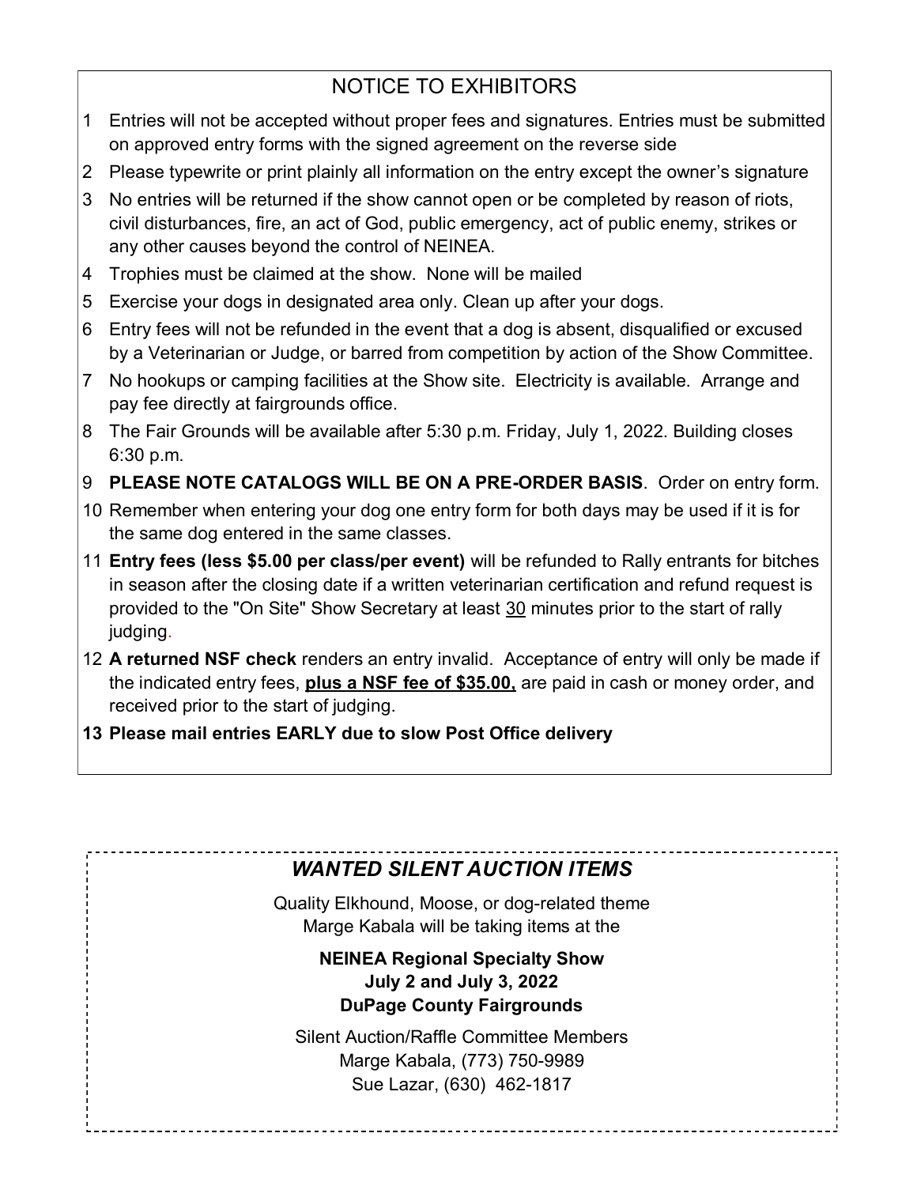## NOTICE TO EXHIBITORS

1. Entries will not be accepted without proper fees and signatures. Entries must be submitted on approved entry forms with the signed agreement on the reverse side
2. Please typewrite or print plainly all information on the entry except the owner's signature
3. No entries will be returned if the show cannot open or be completed by reason of riots, civil disturbances, fire, an act of God, public emergency, act of public enemy, strikes or any other causes beyond the control of NEINEA.
4. Trophies must be claimed at the show. None will be mailed
5. Exercise your dogs in designated area only. Clean up after your dogs.
6. Entry fees will not be refunded in the event that a dog is absent, disqualified or excused by a Veterinarian or Judge, or barred from competition by action of the Show Committee.
7. No hookups or camping facilities at the Show site. Electricity is available. Arrange and pay fee directly at fairgrounds office.
8. The Fair Grounds will be available after 5:30 p.m. Friday, July 1, 2022. Building closes 6:30 p.m.
9. **PLEASE NOTE CATALOGS WILL BE ON A PRE-ORDER BASIS**. Order on entry form.
10. Remember when entering your dog one entry form for both days may be used if it is for the same dog entered in the same classes.
11. **Entry fees (less $5.00 per class/per event)** will be refunded to Rally entrants for bitches in season after the closing date if a written veterinarian certification and refund request is provided to the "On Site" Show Secretary at least 30 minutes prior to the start of rally judging.
12. **A returned NSF check** renders an entry invalid. Acceptance of entry will only be made if the indicated entry fees, **plus a NSF fee of $35.00,** are paid in cash or money order, and received prior to the start of judging.
13. **Please mail entries EARLY due to slow Post Office delivery**

## *WANTED SILENT AUCTION ITEMS*

Quality Elkhound, Moose, or dog-related theme
Marge Kabala will be taking items at the

**NEINEA Regional Specialty Show**
**July 2 and July 3, 2022**
**DuPage County Fairgrounds**

Silent Auction/Raffle Committee Members
Marge Kabala, (773) 750-9989
Sue Lazar, (630) 462-1817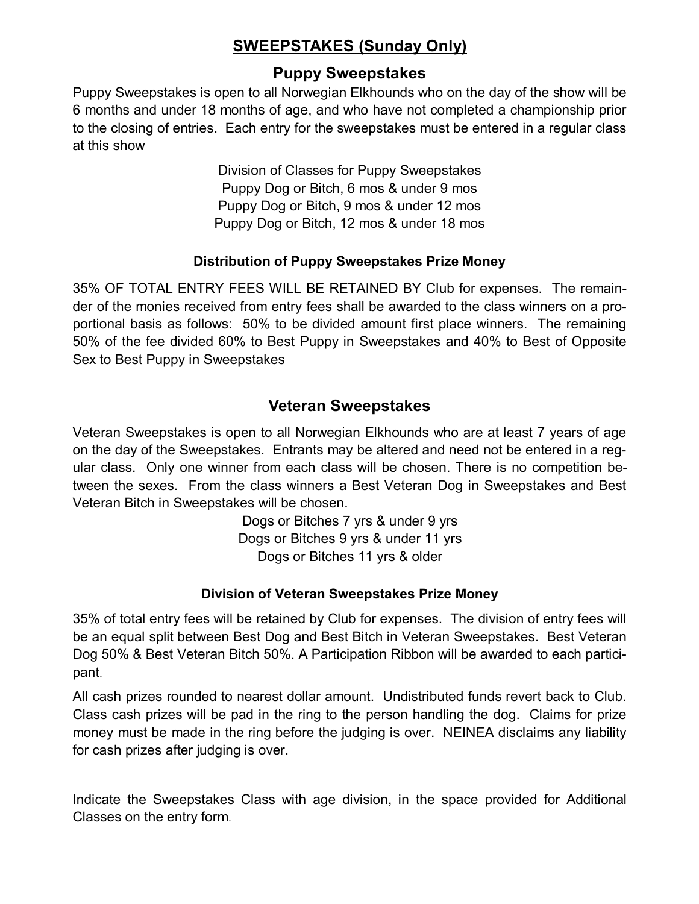## SWEEPSTAKES (Sunday Only)

### Puppy Sweepstakes

Puppy Sweepstakes is open to all Norwegian Elkhounds who on the day of the show will be 6 months and under 18 months of age, and who have not completed a championship prior to the closing of entries. Each entry for the sweepstakes must be entered in a regular class at this show

Division of Classes for Puppy Sweepstakes
Puppy Dog or Bitch, 6 mos & under 9 mos
Puppy Dog or Bitch, 9 mos & under 12 mos
Puppy Dog or Bitch, 12 mos & under 18 mos

#### Distribution of Puppy Sweepstakes Prize Money

35% OF TOTAL ENTRY FEES WILL BE RETAINED BY Club for expenses. The remainder of the monies received from entry fees shall be awarded to the class winners on a proportional basis as follows: 50% to be divided amount first place winners. The remaining 50% of the fee divided 60% to Best Puppy in Sweepstakes and 40% to Best of Opposite Sex to Best Puppy in Sweepstakes

### Veteran Sweepstakes

Veteran Sweepstakes is open to all Norwegian Elkhounds who are at least 7 years of age on the day of the Sweepstakes. Entrants may be altered and need not be entered in a regular class. Only one winner from each class will be chosen. There is no competition between the sexes. From the class winners a Best Veteran Dog in Sweepstakes and Best Veteran Bitch in Sweepstakes will be chosen.

Dogs or Bitches 7 yrs & under 9 yrs
Dogs or Bitches 9 yrs & under 11 yrs
Dogs or Bitches 11 yrs & older

#### Division of Veteran Sweepstakes Prize Money

35% of total entry fees will be retained by Club for expenses. The division of entry fees will be an equal split between Best Dog and Best Bitch in Veteran Sweepstakes. Best Veteran Dog 50% & Best Veteran Bitch 50%. A Participation Ribbon will be awarded to each participant.

All cash prizes rounded to nearest dollar amount. Undistributed funds revert back to Club. Class cash prizes will be pad in the ring to the person handling the dog. Claims for prize money must be made in the ring before the judging is over. NEINEA disclaims any liability for cash prizes after judging is over.

Indicate the Sweepstakes Class with age division, in the space provided for Additional Classes on the entry form.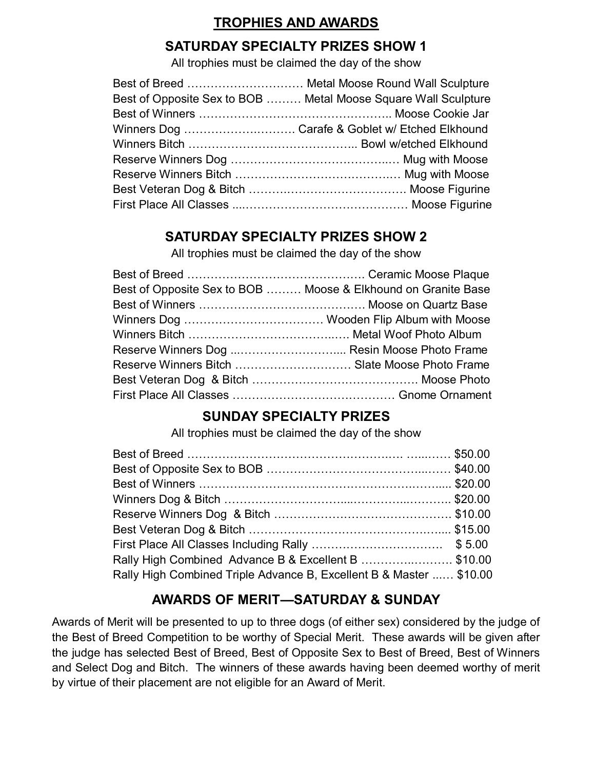# TROPHIES AND AWARDS

## SATURDAY SPECIALTY PRIZES SHOW 1

All trophies must be claimed the day of the show

| Award | Prize |
|---|---|
| Best of Breed | Metal Moose Round Wall Sculpture |
| Best of Opposite Sex to BOB | Metal Moose Square Wall Sculpture |
| Best of Winners | Moose Cookie Jar |
| Winners Dog | Carafe & Goblet w/ Etched Elkhound |
| Winners Bitch | Bowl w/etched Elkhound |
| Reserve Winners Dog | Mug with Moose |
| Reserve Winners Bitch | Mug with Moose |
| Best Veteran Dog & Bitch | Moose Figurine |
| First Place All Classes | Moose Figurine |

## SATURDAY SPECIALTY PRIZES SHOW 2

All trophies must be claimed the day of the show

| Award | Prize |
|---|---|
| Best of Breed | Ceramic Moose Plaque |
| Best of Opposite Sex to BOB | Moose & Elkhound on Granite Base |
| Best of Winners | Moose on Quartz Base |
| Winners Dog | Wooden Flip Album with Moose |
| Winners Bitch | Metal Woof Photo Album |
| Reserve Winners Dog | Resin Moose Photo Frame |
| Reserve Winners Bitch | Slate Moose Photo Frame |
| Best Veteran Dog & Bitch | Moose Photo |
| First Place All Classes | Gnome Ornament |

## SUNDAY SPECIALTY PRIZES

All trophies must be claimed the day of the show

| Award | Prize |
|---|---|
| Best of Breed | $50.00 |
| Best of Opposite Sex to BOB | $40.00 |
| Best of Winners | $20.00 |
| Winners Dog & Bitch | $20.00 |
| Reserve Winners Dog & Bitch | $10.00 |
| Best Veteran Dog & Bitch | $15.00 |
| First Place All Classes Including Rally | $ 5.00 |
| Rally High Combined Advance B & Excellent B | $10.00 |
| Rally High Combined Triple Advance B, Excellent B & Master | $10.00 |

## AWARDS OF MERIT—SATURDAY & SUNDAY

Awards of Merit will be presented to up to three dogs (of either sex) considered by the judge of the Best of Breed Competition to be worthy of Special Merit. These awards will be given after the judge has selected Best of Breed, Best of Opposite Sex to Best of Breed, Best of Winners and Select Dog and Bitch. The winners of these awards having been deemed worthy of merit by virtue of their placement are not eligible for an Award of Merit.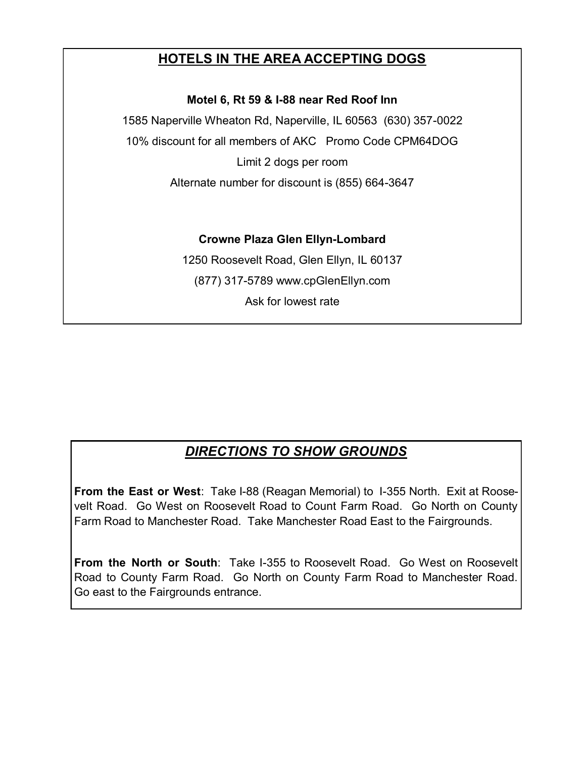## HOTELS IN THE AREA ACCEPTING DOGS

**Motel 6, Rt 59 & I-88 near Red Roof Inn**

1585 Naperville Wheaton Rd, Naperville, IL 60563 (630) 357-0022

10% discount for all members of AKC Promo Code CPM64DOG

Limit 2 dogs per room

Alternate number for discount is (855) 664-3647

**Crowne Plaza Glen Ellyn-Lombard**

1250 Roosevelt Road, Glen Ellyn, IL 60137

(877) 317-5789 www.cpGlenEllyn.com

Ask for lowest rate

## *DIRECTIONS TO SHOW GROUNDS*

**From the East or West**: Take I-88 (Reagan Memorial) to I-355 North. Exit at Roosevelt Road. Go West on Roosevelt Road to Count Farm Road. Go North on County Farm Road to Manchester Road. Take Manchester Road East to the Fairgrounds.

**From the North or South**: Take I-355 to Roosevelt Road. Go West on Roosevelt Road to County Farm Road. Go North on County Farm Road to Manchester Road. Go east to the Fairgrounds entrance.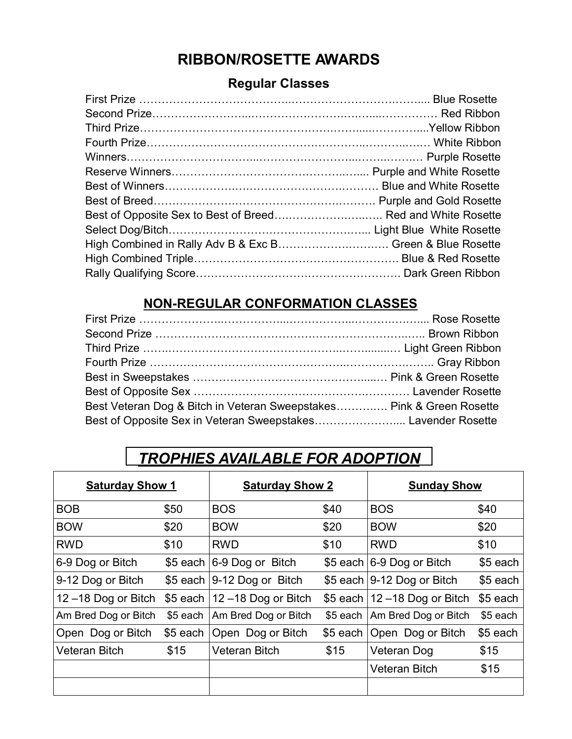# RIBBON/ROSETTE AWARDS

## Regular Classes

First Prize …… Blue Rosette
Second Prize…… Red Ribbon
Third Prize……Yellow Ribbon
Fourth Prize…… White Ribbon
Winners…… Purple Rosette
Reserve Winners…… Purple and White Rosette
Best of Winners…… Blue and White Rosette
Best of Breed…… Purple and Gold Rosette
Best of Opposite Sex to Best of Breed…… Red and White Rosette
Select Dog/Bitch…… Light Blue White Rosette
High Combined in Rally Adv B & Exc B…… Green & Blue Rosette
High Combined Triple…… Blue & Red Rosette
Rally Qualifying Score…… Dark Green Ribbon

## NON-REGULAR CONFORMATION CLASSES

First Prize …… Rose Rosette
Second Prize …… Brown Ribbon
Third Prize …… Light Green Ribbon
Fourth Prize …… Gray Ribbon
Best in Sweepstakes …… Pink & Green Rosette
Best of Opposite Sex …… Lavender Rosette
Best Veteran Dog & Bitch in Veteran Sweepstakes…… Pink & Green Rosette
Best of Opposite Sex in Veteran Sweepstakes…… Lavender Rosette

## *TROPHIES AVAILABLE FOR ADOPTION*

| **Saturday Show 1** | | **Saturday Show 2** | | **Sunday Show** | |
|---|---|---|---|---|---|
| BOB | $50 | BOS | $40 | BOS | $40 |
| BOW | $20 | BOW | $20 | BOW | $20 |
| RWD | $10 | RWD | $10 | RWD | $10 |
| 6-9 Dog or Bitch | $5 each | 6-9 Dog or Bitch | $5 each | 6-9 Dog or Bitch | $5 each |
| 9-12 Dog or Bitch | $5 each | 9-12 Dog or Bitch | $5 each | 9-12 Dog or Bitch | $5 each |
| 12 –18 Dog or Bitch | $5 each | 12 –18 Dog or Bitch | $5 each | 12 –18 Dog or Bitch | $5 each |
| Am Bred Dog or Bitch | $5 each | Am Bred Dog or Bitch | $5 each | Am Bred Dog or Bitch | $5 each |
| Open Dog or Bitch | $5 each | Open Dog or Bitch | $5 each | Open Dog or Bitch | $5 each |
| Veteran Bitch | $15 | Veteran Bitch | $15 | Veteran Dog | $15 |
| | | | | Veteran Bitch | $15 |
| | | | | | |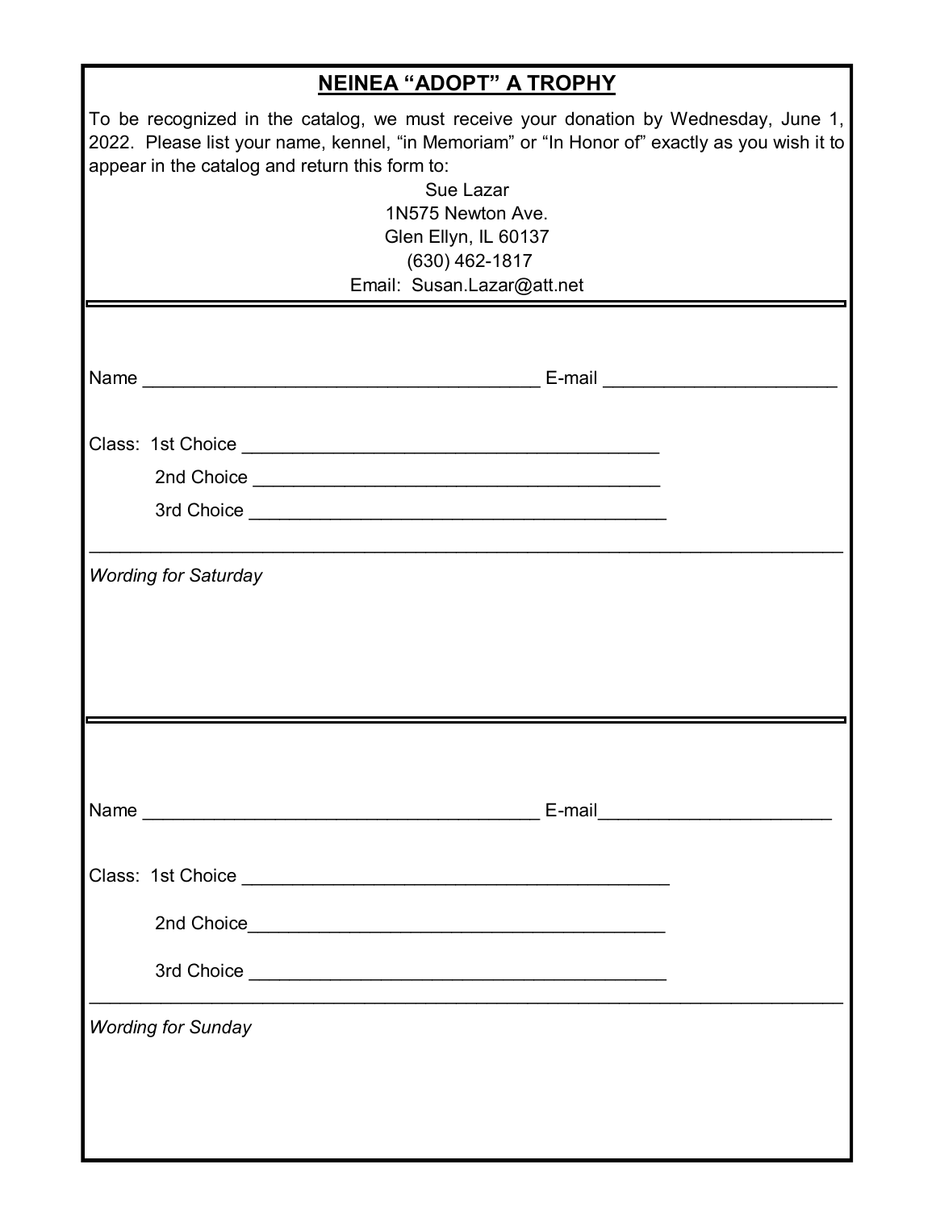# NEINEA "ADOPT" A TROPHY

To be recognized in the catalog, we must receive your donation by Wednesday, June 1, 2022. Please list your name, kennel, "in Memoriam" or "In Honor of" exactly as you wish it to appear in the catalog and return this form to:

Sue Lazar
1N575 Newton Ave.
Glen Ellyn, IL 60137
(630) 462-1817
Email: Susan.Lazar@att.net

---

Name _______________________________________ E-mail ______________________

Class: 1st Choice _________________________________________

2nd Choice _________________________________________

3rd Choice _________________________________________

---

*Wording for Saturday*

---

Name _______________________________________ E-mail______________________

Class: 1st Choice _________________________________________

2nd Choice_________________________________________

3rd Choice _________________________________________

---

*Wording for Sunday*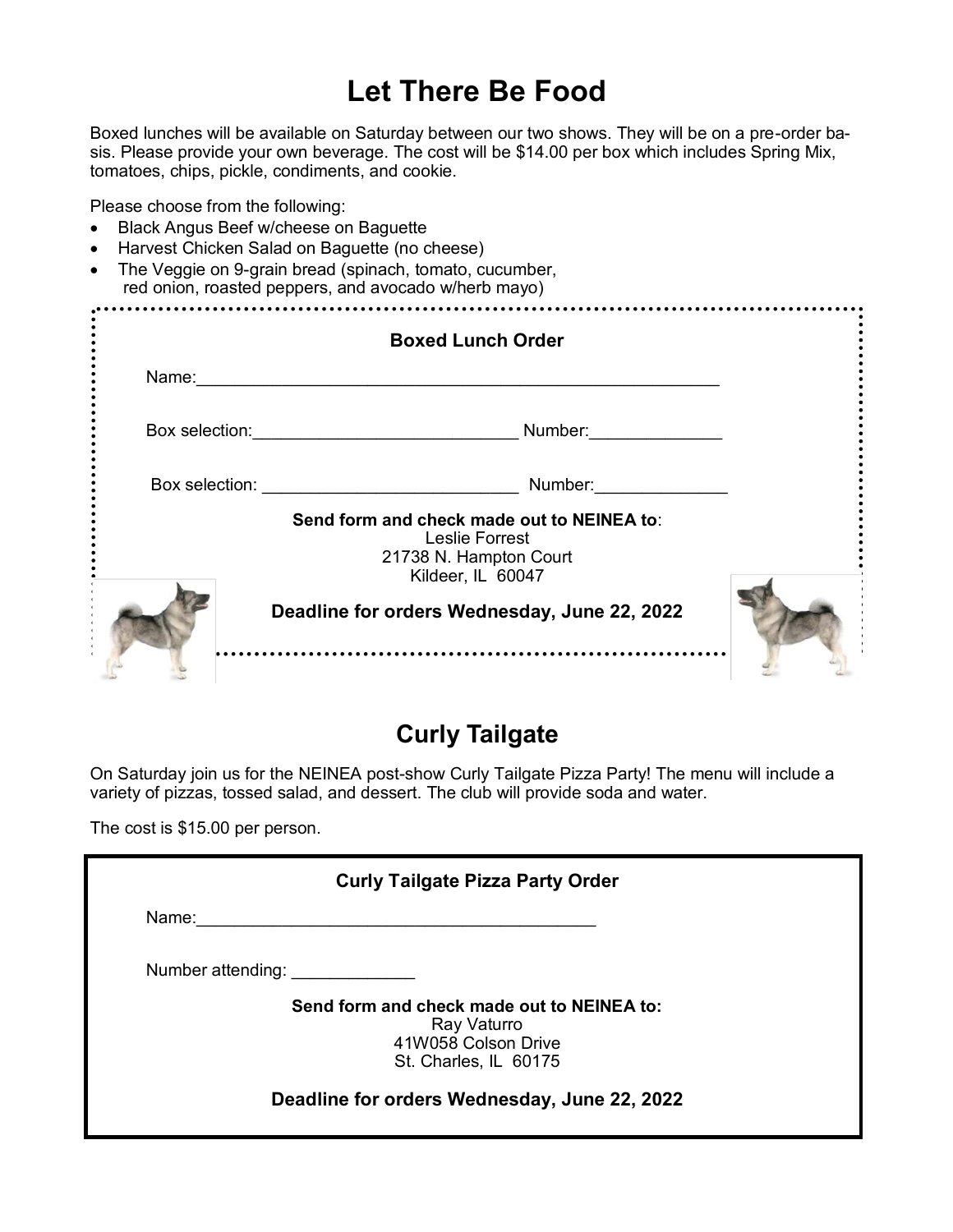# Let There Be Food

Boxed lunches will be available on Saturday between our two shows. They will be on a pre-order basis. Please provide your own beverage. The cost will be $14.00 per box which includes Spring Mix, tomatoes, chips, pickle, condiments, and cookie.

Please choose from the following:

- Black Angus Beef w/cheese on Baguette
- Harvest Chicken Salad on Baguette (no cheese)
- The Veggie on 9-grain bread (spinach, tomato, cucumber, red onion, roasted peppers, and avocado w/herb mayo)

**Boxed Lunch Order**

Name:\_\_\_\_\_\_\_\_\_\_\_\_\_\_\_\_\_\_\_\_\_\_\_\_\_\_\_\_\_\_\_\_\_\_\_\_\_\_\_\_\_\_\_\_\_\_\_\_\_\_\_\_\_\_

Box selection:\_\_\_\_\_\_\_\_\_\_\_\_\_\_\_\_\_\_\_\_\_\_\_\_\_\_\_\_ Number:\_\_\_\_\_\_\_\_\_\_\_\_\_\_

Box selection: \_\_\_\_\_\_\_\_\_\_\_\_\_\_\_\_\_\_\_\_\_\_\_\_\_\_\_ Number:\_\_\_\_\_\_\_\_\_\_\_\_\_\_

**Send form and check made out to NEINEA to**:
Leslie Forrest
21738 N. Hampton Court
Kildeer, IL 60047

**Deadline for orders Wednesday, June 22, 2022**

# Curly Tailgate

On Saturday join us for the NEINEA post-show Curly Tailgate Pizza Party! The menu will include a variety of pizzas, tossed salad, and dessert. The club will provide soda and water.

The cost is $15.00 per person.

**Curly Tailgate Pizza Party Order**

Name:\_\_\_\_\_\_\_\_\_\_\_\_\_\_\_\_\_\_\_\_\_\_\_\_\_\_\_\_\_\_\_\_\_\_\_\_\_\_\_\_\_\_

Number attending: \_\_\_\_\_\_\_\_\_\_\_\_\_

**Send form and check made out to NEINEA to:**
Ray Vaturro
41W058 Colson Drive
St. Charles, IL 60175

**Deadline for orders Wednesday, June 22, 2022**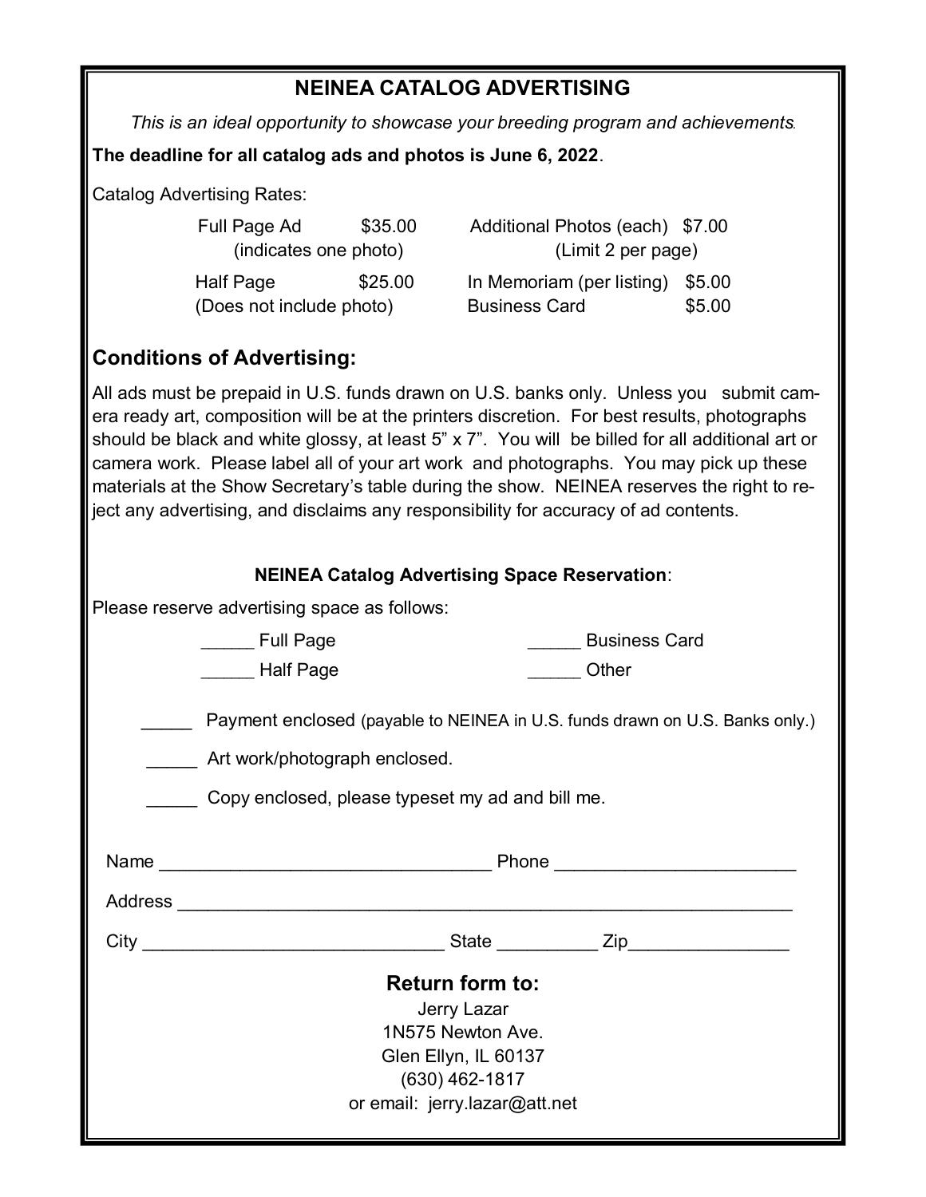## NEINEA CATALOG ADVERTISING

*This is an ideal opportunity to showcase your breeding program and achievements.*

**The deadline for all catalog ads and photos is June 6, 2022**.

Catalog Advertising Rates:

| | | | |
|---|---|---|---|
| Full Page Ad (indicates one photo) | $35.00 | Additional Photos (each) (Limit 2 per page) | $7.00 |
| Half Page (Does not include photo) | $25.00 | In Memoriam (per listing) | $5.00 |
| | | Business Card | $5.00 |

## Conditions of Advertising:

All ads must be prepaid in U.S. funds drawn on U.S. banks only. Unless you submit camera ready art, composition will be at the printers discretion. For best results, photographs should be black and white glossy, at least 5" x 7". You will be billed for all additional art or camera work. Please label all of your art work and photographs. You may pick up these materials at the Show Secretary's table during the show. NEINEA reserves the right to reject any advertising, and disclaims any responsibility for accuracy of ad contents.

**NEINEA Catalog Advertising Space Reservation**:

Please reserve advertising space as follows:

_____ Full Page　　　　_____ Business Card

_____ Half Page　　　　_____ Other

_____ Payment enclosed (payable to NEINEA in U.S. funds drawn on U.S. Banks only.)

_____ Art work/photograph enclosed.

_____ Copy enclosed, please typeset my ad and bill me.

Name _______________________________ Phone ______________________

Address ___________________________________________________________

City ____________________________ State _________ Zip_______________

### Return form to:

Jerry Lazar
1N575 Newton Ave.
Glen Ellyn, IL 60137
(630) 462-1817
or email: jerry.lazar@att.net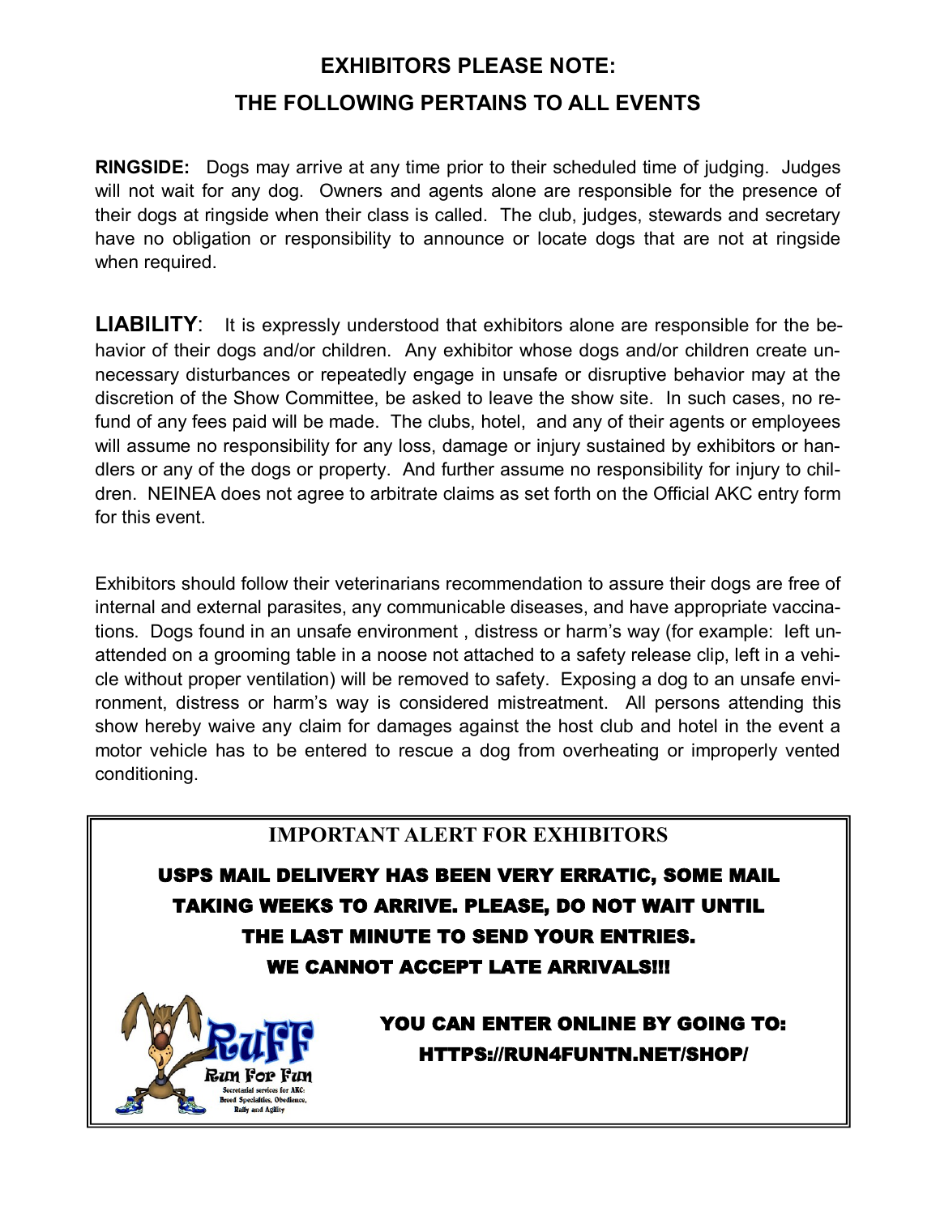## EXHIBITORS PLEASE NOTE:

## THE FOLLOWING PERTAINS TO ALL EVENTS

**RINGSIDE:** Dogs may arrive at any time prior to their scheduled time of judging. Judges will not wait for any dog. Owners and agents alone are responsible for the presence of their dogs at ringside when their class is called. The club, judges, stewards and secretary have no obligation or responsibility to announce or locate dogs that are not at ringside when required.

**LIABILITY**: It is expressly understood that exhibitors alone are responsible for the behavior of their dogs and/or children. Any exhibitor whose dogs and/or children create unnecessary disturbances or repeatedly engage in unsafe or disruptive behavior may at the discretion of the Show Committee, be asked to leave the show site. In such cases, no refund of any fees paid will be made. The clubs, hotel, and any of their agents or employees will assume no responsibility for any loss, damage or injury sustained by exhibitors or handlers or any of the dogs or property. And further assume no responsibility for injury to children. NEINEA does not agree to arbitrate claims as set forth on the Official AKC entry form for this event.

Exhibitors should follow their veterinarians recommendation to assure their dogs are free of internal and external parasites, any communicable diseases, and have appropriate vaccinations. Dogs found in an unsafe environment , distress or harm's way (for example: left unattended on a grooming table in a noose not attached to a safety release clip, left in a vehicle without proper ventilation) will be removed to safety. Exposing a dog to an unsafe environment, distress or harm's way is considered mistreatment. All persons attending this show hereby waive any claim for damages against the host club and hotel in the event a motor vehicle has to be entered to rescue a dog from overheating or improperly vented conditioning.

### IMPORTANT ALERT FOR EXHIBITORS

**USPS MAIL DELIVERY HAS BEEN VERY ERRATIC, SOME MAIL TAKING WEEKS TO ARRIVE. PLEASE, DO NOT WAIT UNTIL THE LAST MINUTE TO SEND YOUR ENTRIES. WE CANNOT ACCEPT LATE ARRIVALS!!!**

RuFF Run For Fun
Secretarial services for AKC: Breed Specialties, Obedience, Rally and Agility

**YOU CAN ENTER ONLINE BY GOING TO: HTTPS://RUN4FUNTN.NET/SHOP/**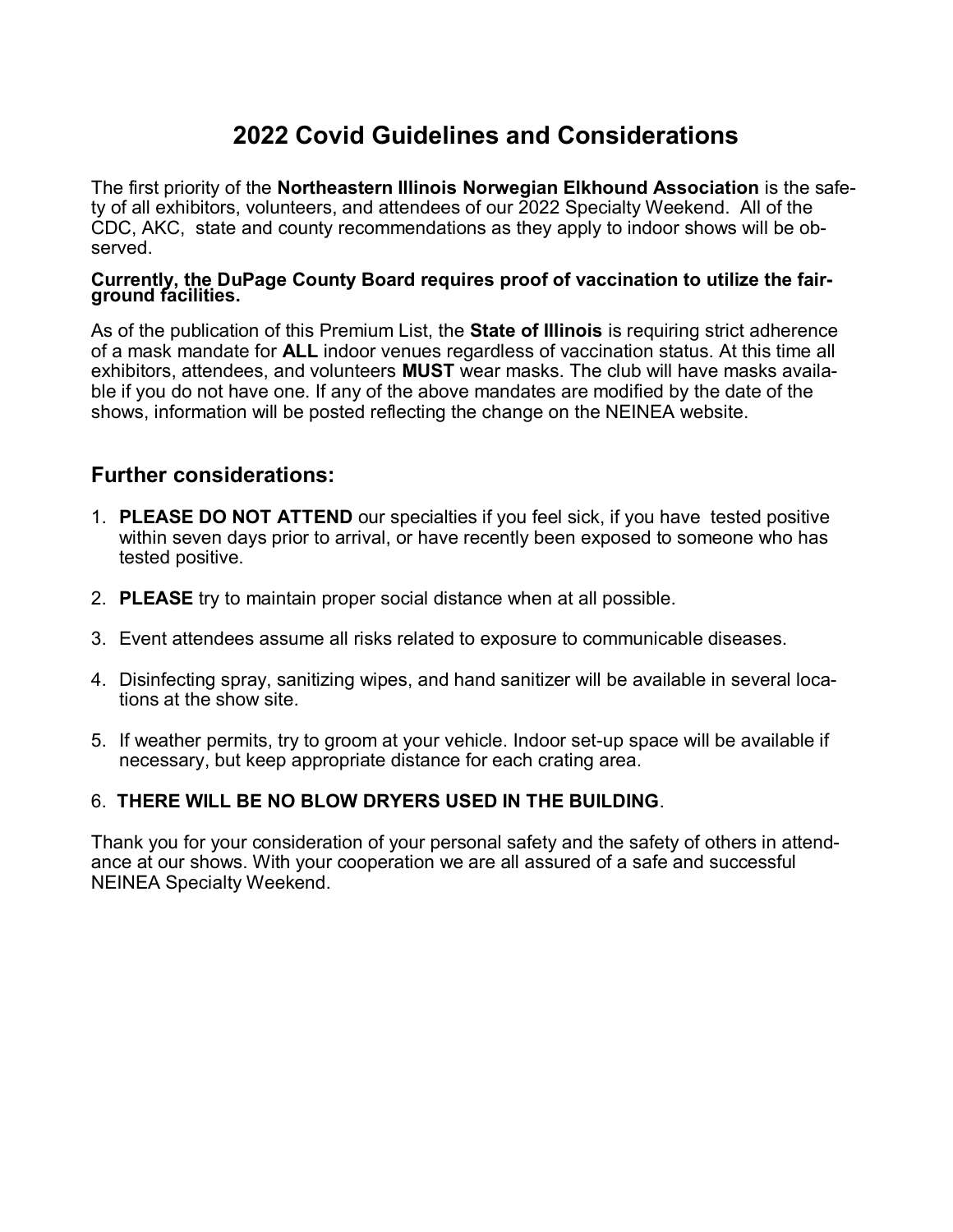# 2022 Covid Guidelines and Considerations

The first priority of the **Northeastern Illinois Norwegian Elkhound Association** is the safety of all exhibitors, volunteers, and attendees of our 2022 Specialty Weekend. All of the CDC, AKC, state and county recommendations as they apply to indoor shows will be observed.

**Currently, the DuPage County Board requires proof of vaccination to utilize the fairground facilities.**

As of the publication of this Premium List, the **State of Illinois** is requiring strict adherence of a mask mandate for **ALL** indoor venues regardless of vaccination status. At this time all exhibitors, attendees, and volunteers **MUST** wear masks. The club will have masks available if you do not have one. If any of the above mandates are modified by the date of the shows, information will be posted reflecting the change on the NEINEA website.

## Further considerations:

1. **PLEASE DO NOT ATTEND** our specialties if you feel sick, if you have tested positive within seven days prior to arrival, or have recently been exposed to someone who has tested positive.
2. **PLEASE** try to maintain proper social distance when at all possible.
3. Event attendees assume all risks related to exposure to communicable diseases.
4. Disinfecting spray, sanitizing wipes, and hand sanitizer will be available in several locations at the show site.
5. If weather permits, try to groom at your vehicle. Indoor set-up space will be available if necessary, but keep appropriate distance for each crating area.
6. **THERE WILL BE NO BLOW DRYERS USED IN THE BUILDING**.

Thank you for your consideration of your personal safety and the safety of others in attendance at our shows. With your cooperation we are all assured of a safe and successful NEINEA Specialty Weekend.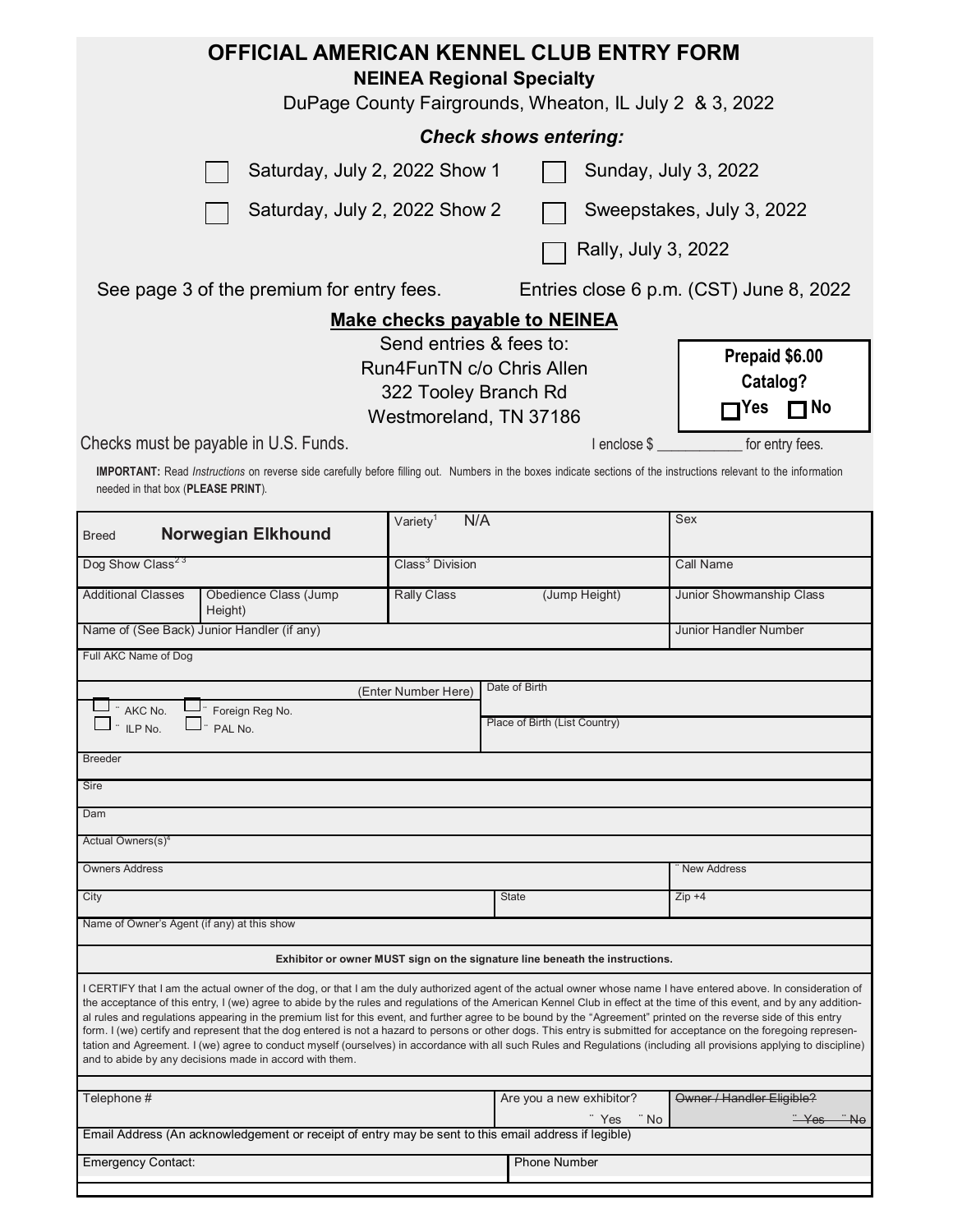# OFFICIAL AMERICAN KENNEL CLUB ENTRY FORM

## NEINEA Regional Specialty

DuPage County Fairgrounds, Wheaton, IL July 2 & 3, 2022

***Check shows entering:***

☐ Saturday, July 2, 2022 Show 1 ☐ Sunday, July 3, 2022

☐ Saturday, July 2, 2022 Show 2 ☐ Sweepstakes, July 3, 2022

☐ Rally, July 3, 2022

See page 3 of the premium for entry fees. Entries close 6 p.m. (CST) June 8, 2022

**Make checks payable to NEINEA**

Send entries & fees to:
Run4FunTN c/o Chris Allen
322 Tooley Branch Rd
Westmoreland, TN 37186

**Prepaid $6.00 Catalog?** ☐ **Yes** ☐ **No**

Checks must be payable in U.S. Funds. I enclose $ ____________ for entry fees.

**IMPORTANT:** Read *Instructions* on reverse side carefully before filling out. Numbers in the boxes indicate sections of the instructions relevant to the information needed in that box (**PLEASE PRINT**).

| Breed **Norwegian Elkhound** | | Variety[1] N/A | | Sex |
|---|---|---|---|---|
| Dog Show Class[2 3] | | Class[3] Division | | Call Name |
| Additional Classes | Obedience Class (Jump Height) | Rally Class | (Jump Height) | Junior Showmanship Class |
| Name of (See Back) Junior Handler (if any) | | | | Junior Handler Number |
| Full AKC Name of Dog | | | | |
| ☐ AKC No. ☐ Foreign Reg No. ☐ ILP No. ☐ PAL No. | | (Enter Number Here) | Date of Birth | |
| | | | Place of Birth (List Country) | |
| Breeder | | | | |
| Sire | | | | |
| Dam | | | | |
| Actual Owners(s)[4] | | | | |
| Owners Address | | | | ☐ New Address |
| City | | | State | Zip +4 |
| Name of Owner's Agent (if any) at this show | | | | |

**Exhibitor or owner MUST sign on the signature line beneath the instructions.**

I CERTIFY that I am the actual owner of the dog, or that I am the duly authorized agent of the actual owner whose name I have entered above. In consideration of the acceptance of this entry, I (we) agree to abide by the rules and regulations of the American Kennel Club in effect at the time of this event, and by any additional rules and regulations appearing in the premium list for this event, and further agree to be bound by the "Agreement" printed on the reverse side of this entry form. I (we) certify and represent that the dog entered is not a hazard to persons or other dogs. This entry is submitted for acceptance on the foregoing representation and Agreement. I (we) agree to conduct myself (ourselves) in accordance with all such Rules and Regulations (including all provisions applying to discipline) and to abide by any decisions made in accord with them.

| Telephone # | Are you a new exhibitor? ☐ Yes ☐ No | ~~Owner / Handler Eligible? ☐ Yes ☐ No~~ |
|---|---|---|
| Email Address (An acknowledgement or receipt of entry may be sent to this email address if legible) | | |
| Emergency Contact: | Phone Number | |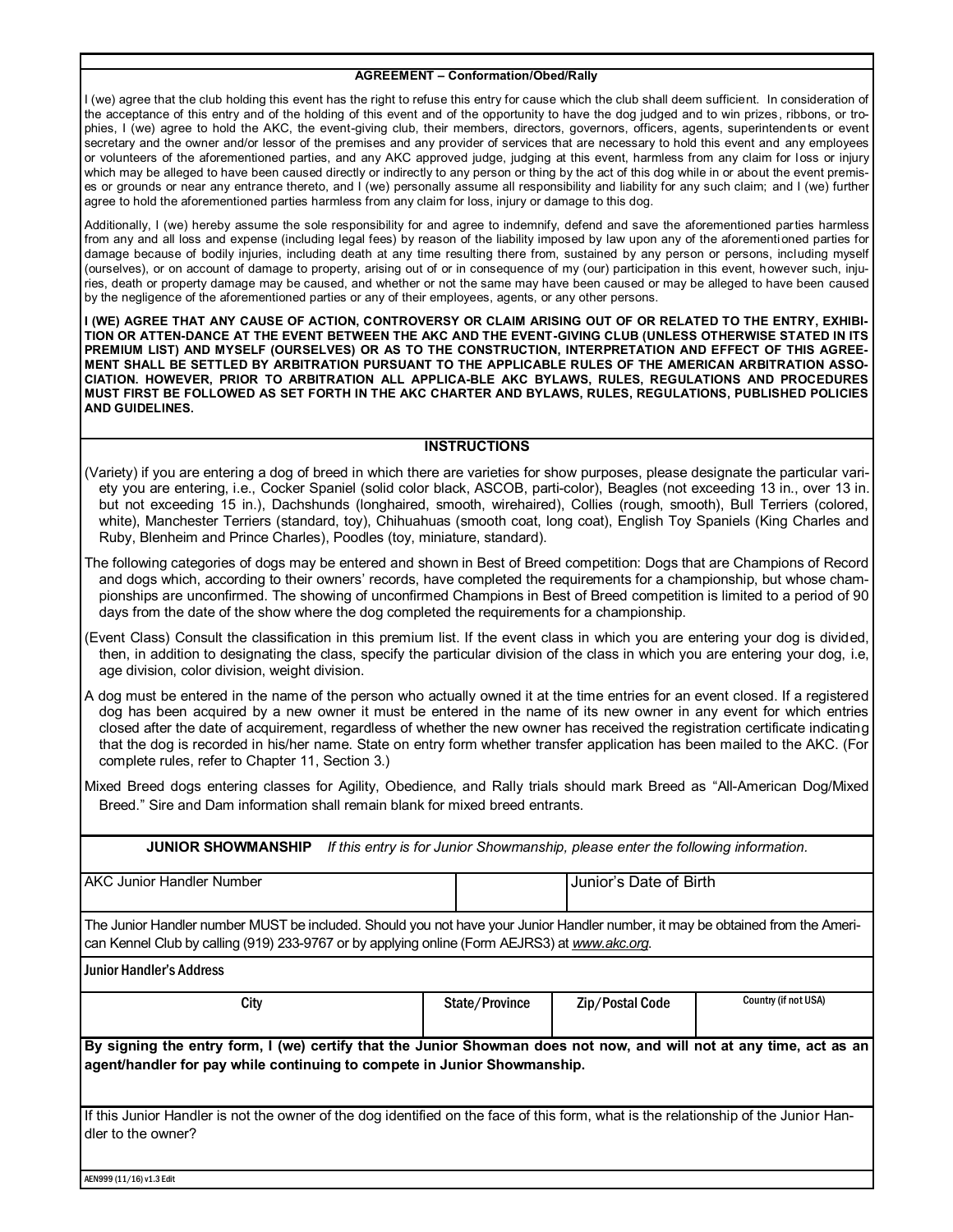### AGREEMENT – Conformation/Obed/Rally

I (we) agree that the club holding this event has the right to refuse this entry for cause which the club shall deem sufficient. In consideration of the acceptance of this entry and of the holding of this event and of the opportunity to have the dog judged and to win prizes, ribbons, or trophies, I (we) agree to hold the AKC, the event-giving club, their members, directors, governors, officers, agents, superintendents or event secretary and the owner and/or lessor of the premises and any provider of services that are necessary to hold this event and any employees or volunteers of the aforementioned parties, and any AKC approved judge, judging at this event, harmless from any claim for loss or injury which may be alleged to have been caused directly or indirectly to any person or thing by the act of this dog while in or about the event premises or grounds or near any entrance thereto, and I (we) personally assume all responsibility and liability for any such claim; and I (we) further agree to hold the aforementioned parties harmless from any claim for loss, injury or damage to this dog.

Additionally, I (we) hereby assume the sole responsibility for and agree to indemnify, defend and save the aforementioned parties harmless from any and all loss and expense (including legal fees) by reason of the liability imposed by law upon any of the aforementioned parties for damage because of bodily injuries, including death at any time resulting there from, sustained by any person or persons, including myself (ourselves), or on account of damage to property, arising out of or in consequence of my (our) participation in this event, however such, injuries, death or property damage may be caused, and whether or not the same may have been caused or may be alleged to have been caused by the negligence of the aforementioned parties or any of their employees, agents, or any other persons.

**I (WE) AGREE THAT ANY CAUSE OF ACTION, CONTROVERSY OR CLAIM ARISING OUT OF OR RELATED TO THE ENTRY, EXHIBITION OR ATTEN-DANCE AT THE EVENT BETWEEN THE AKC AND THE EVENT-GIVING CLUB (UNLESS OTHERWISE STATED IN ITS PREMIUM LIST) AND MYSELF (OURSELVES) OR AS TO THE CONSTRUCTION, INTERPRETATION AND EFFECT OF THIS AGREEMENT SHALL BE SETTLED BY ARBITRATION PURSUANT TO THE APPLICABLE RULES OF THE AMERICAN ARBITRATION ASSOCIATION. HOWEVER, PRIOR TO ARBITRATION ALL APPLICA-BLE AKC BYLAWS, RULES, REGULATIONS AND PROCEDURES MUST FIRST BE FOLLOWED AS SET FORTH IN THE AKC CHARTER AND BYLAWS, RULES, REGULATIONS, PUBLISHED POLICIES AND GUIDELINES.**

### INSTRUCTIONS

(Variety) if you are entering a dog of breed in which there are varieties for show purposes, please designate the particular variety you are entering, i.e., Cocker Spaniel (solid color black, ASCOB, parti-color), Beagles (not exceeding 13 in., over 13 in. but not exceeding 15 in.), Dachshunds (longhaired, smooth, wirehaired), Collies (rough, smooth), Bull Terriers (colored, white), Manchester Terriers (standard, toy), Chihuahuas (smooth coat, long coat), English Toy Spaniels (King Charles and Ruby, Blenheim and Prince Charles), Poodles (toy, miniature, standard).

The following categories of dogs may be entered and shown in Best of Breed competition: Dogs that are Champions of Record and dogs which, according to their owners' records, have completed the requirements for a championship, but whose championships are unconfirmed. The showing of unconfirmed Champions in Best of Breed competition is limited to a period of 90 days from the date of the show where the dog completed the requirements for a championship.

(Event Class) Consult the classification in this premium list. If the event class in which you are entering your dog is divided, then, in addition to designating the class, specify the particular division of the class in which you are entering your dog, i.e, age division, color division, weight division.

A dog must be entered in the name of the person who actually owned it at the time entries for an event closed. If a registered dog has been acquired by a new owner it must be entered in the name of its new owner in any event for which entries closed after the date of acquirement, regardless of whether the new owner has received the registration certificate indicating that the dog is recorded in his/her name. State on entry form whether transfer application has been mailed to the AKC. (For complete rules, refer to Chapter 11, Section 3.)

Mixed Breed dogs entering classes for Agility, Obedience, and Rally trials should mark Breed as "All-American Dog/Mixed Breed." Sire and Dam information shall remain blank for mixed breed entrants.

**JUNIOR SHOWMANSHIP** *If this entry is for Junior Showmanship, please enter the following information.*

| | | |
|---|---|---|
| AKC Junior Handler Number | | Junior's Date of Birth |

The Junior Handler number MUST be included. Should you not have your Junior Handler number, it may be obtained from the American Kennel Club by calling (919) 233-9767 or by applying online (Form AEJRS3) at *www.akc.org*.

Junior Handler's Address

| | | | |
|---|---|---|---|
| City | State/Province | Zip/Postal Code | Country (if not USA) |

**By signing the entry form, I (we) certify that the Junior Showman does not now, and will not at any time, act as an agent/handler for pay while continuing to compete in Junior Showmanship.**

If this Junior Handler is not the owner of the dog identified on the face of this form, what is the relationship of the Junior Handler to the owner?

AEN999 (11/16) v1.3 Edit